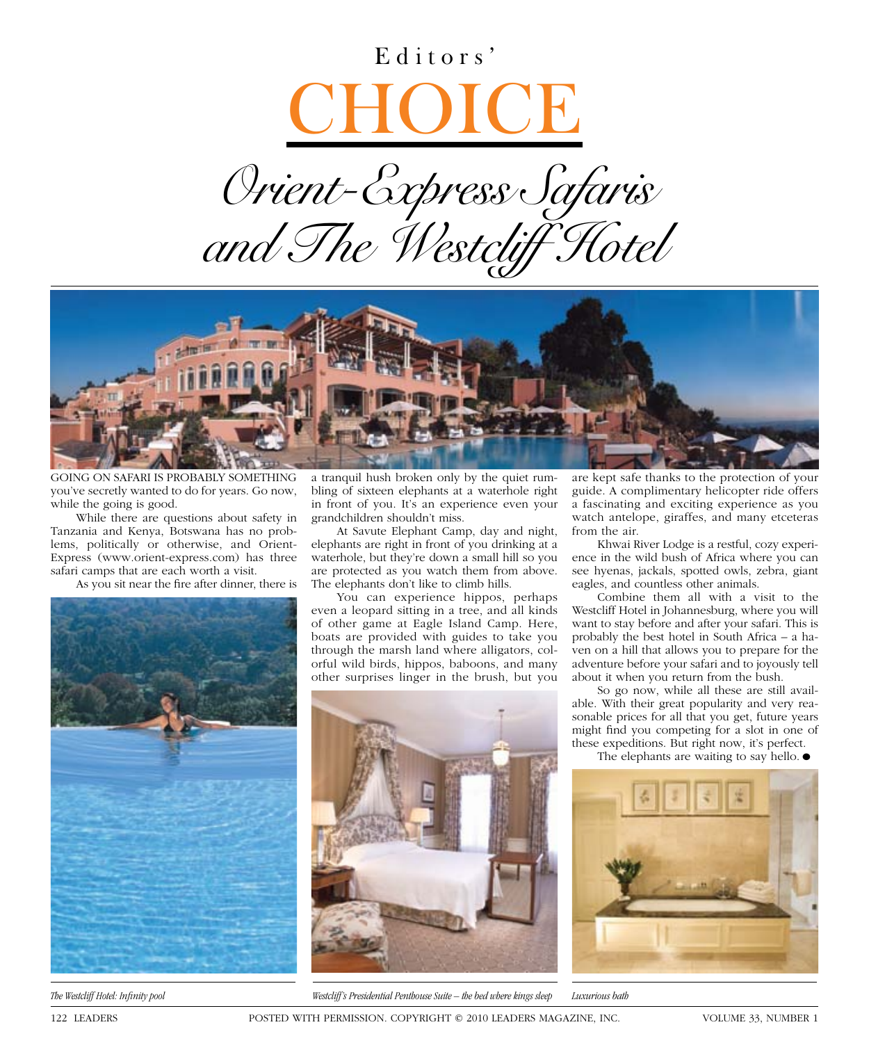Editors'

# CHOICE

## Orient-Express Safaris and The Westcliff Hotel

GOING ON SAFARI IS PROBABLY SOMETHING you've secretly wanted to do for years. Go now, while the going is good.

While there are questions about safety in Tanzania and Kenya, Botswana has no problems, politically or otherwise, and Orient-Express (www.orient-express.com) has three safari camps that are each worth a visit.

As you sit near the fire after dinner, there is a tranquil hush broken only by the quiet rumbling of sixteen elephants at a waterhole right in front of you. It's an experience even your grandchildren shouldn't miss.

At Savute Elephant Camp, day and night, elephants are right in front of you drinking at a waterhole, but they're down a small hill so you are protected as you watch them from above. The elephants don't like to climb hills.

You can experience hippos, perhaps even a leopard sitting in a tree, and all kinds of other game at Eagle Island Camp. Here, boats are provided with guides to take you through the marsh land where alligators, colorful wild birds, hippos, baboons, and many other surprises linger in the brush, but you are kept safe thanks to the protection of your guide. A complimentary helicopter ride offers a fascinating and exciting experience as you watch antelope, giraffes, and many etceteras from the air.

Khwai River Lodge is a restful, cozy experience in the wild bush of Africa where you can see hyenas, jackals, spotted owls, zebra, giant eagles, and countless other animals.

Combine them all with a visit to the Westcliff Hotel in Johannesburg, where you will want to stay before and after your safari. This is probably the best hotel in South Africa – a haven on a hill that allows you to prepare for the adventure before your safari and to joyously tell about it when you return from the bush.

So go now, while all these are still available. With their great popularity and very reasonable prices for all that you get, future years might find you competing for a slot in one of these expeditions. But right now, it's perfect.

The elephants are waiting to say hello. ●

*The Westcliff Hotel: Infinity pool*

*Westcliff's Presidential Penthouse Suite – the bed where kings sleep*

*Luxurious bath*

POSTED WITH PERMISSION. COPYRIGHT © 2010 LEADERS MAGAZINE, INC.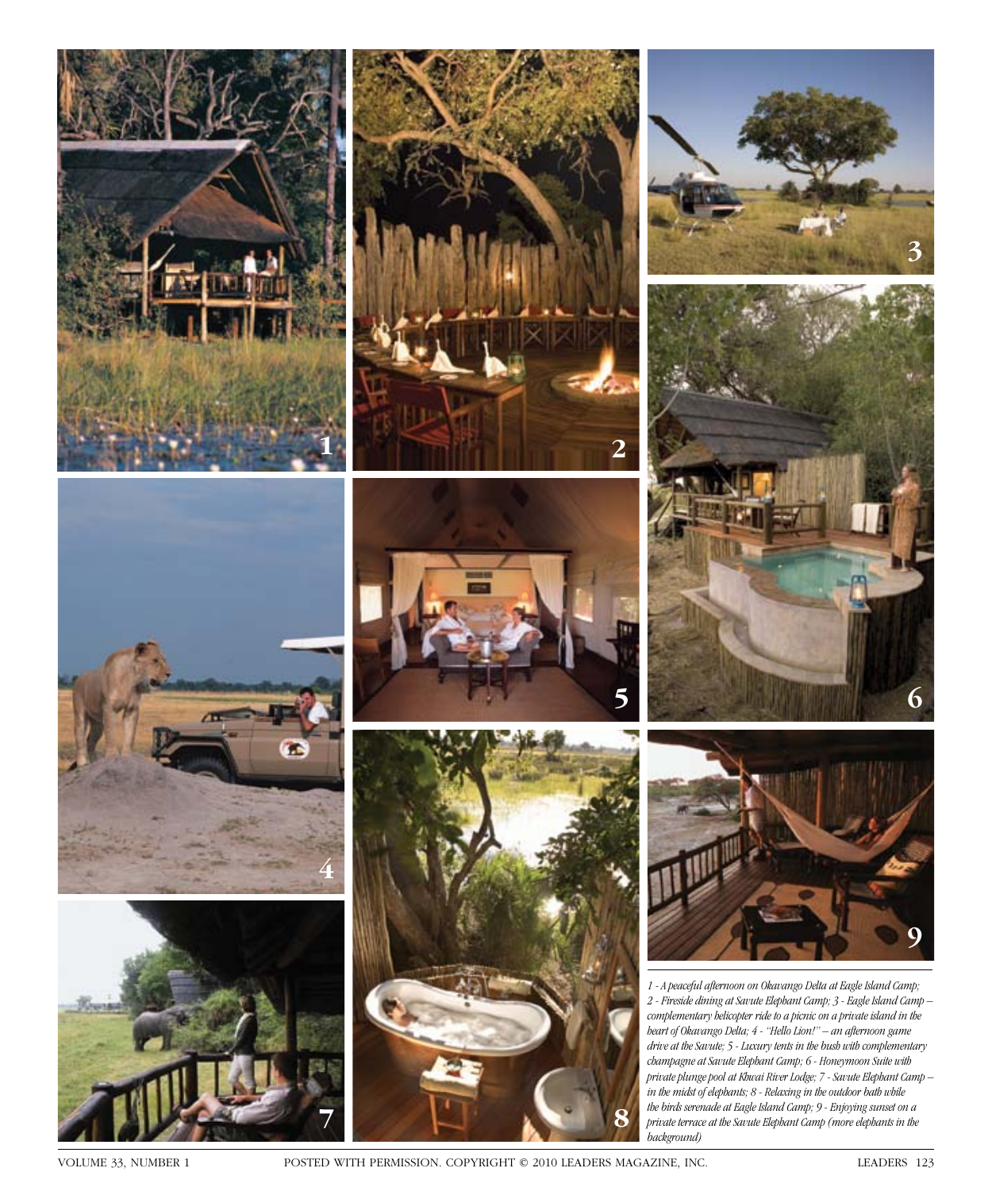1 - A peaceful afternoon on Okavango Delta at Eagle Island Camp; 2 - Fireside dining at Savute Elephant Camp; 3 - Eagle Island Camp – complementary helicopter ride to a picnic on a private island in the heart of Okavango Delta; 4 - "Hello Lion!" – an afternoon game drive at the Savute; 5 - Luxury tents in the bush with complementary champagne at Savute Elephant Camp; 6 - Honeymoon Suite with private plunge pool at Khwai River Lodge; 7 - Savute Elephant Camp – in the midst of elephants; 8 - Relaxing in the outdoor bath while the birds serenade at Eagle Island Camp; 9 - Enjoying sunset on a private terrace at the Savute Elephant Camp (more elephants in the background)

POSTED WITH PERMISSION. COPYRIGHT © 2010 LEADERS MAGAZINE, INC.